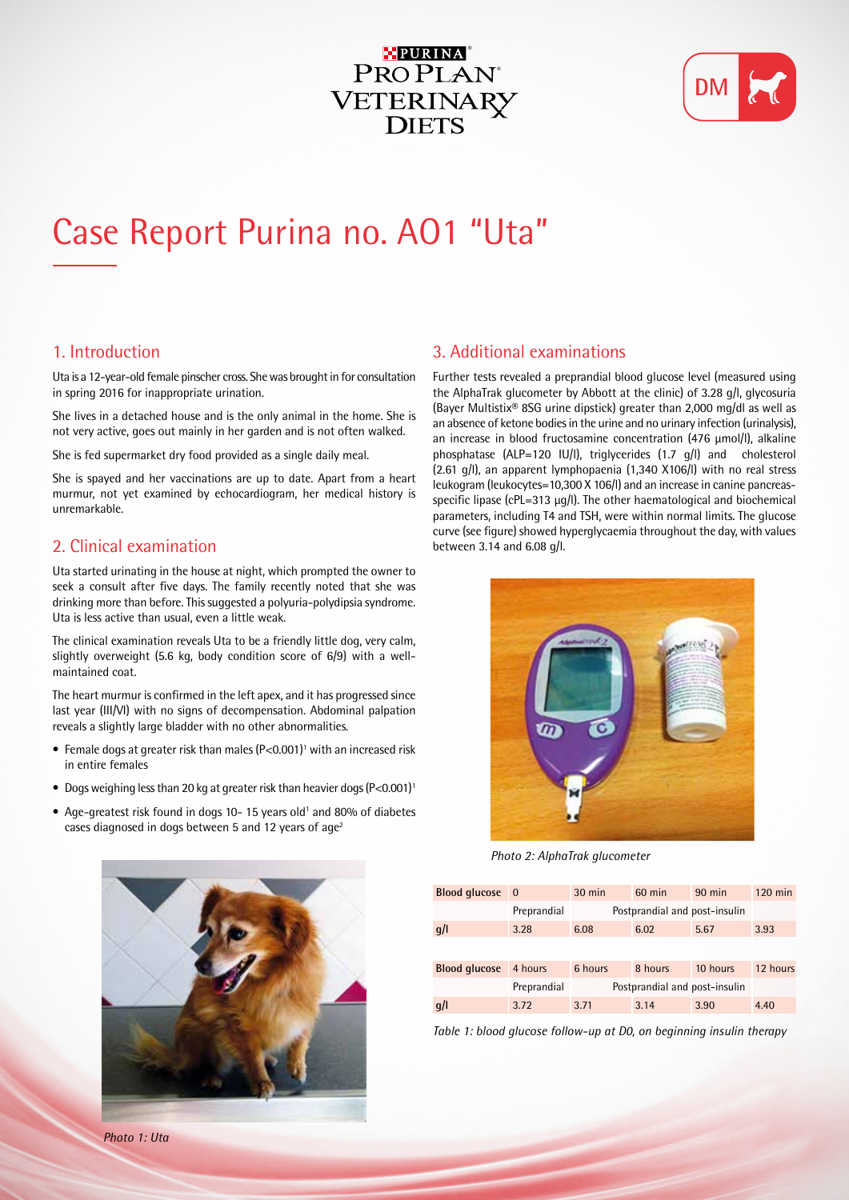# Case Report Purina no. A01 "Uta"

## 1. Introduction

Uta is a 12-year-old female pinscher cross. She was brought in for consultation in spring 2016 for inappropriate urination.

She lives in a detached house and is the only animal in the home. She is not very active, goes out mainly in her garden and is not often walked.

She is fed supermarket dry food provided as a single daily meal.

She is spayed and her vaccinations are up to date. Apart from a heart murmur, not yet examined by echocardiogram, her medical history is unremarkable.

## 2. Clinical examination

Uta started urinating in the house at night, which prompted the owner to seek a consult after five days. The family recently noted that she was drinking more than before. This suggested a polyuria-polydipsia syndrome. Uta is less active than usual, even a little weak.

The clinical examination reveals Uta to be a friendly little dog, very calm, slightly overweight (5.6 kg, body condition score of 6/9) with a well-maintained coat.

The heart murmur is confirmed in the left apex, and it has progressed since last year (III/VI) with no signs of decompensation. Abdominal palpation reveals a slightly large bladder with no other abnormalities.

- Female dogs at greater risk than males ($P<0.001$)[1] with an increased risk in entire females
- Dogs weighing less than 20 kg at greater risk than heavier dogs ($P<0.001$)[1]
- Age-greatest risk found in dogs 10- 15 years old[1] and 80% of diabetes cases diagnosed in dogs between 5 and 12 years of age[2]

*Photo 1: Uta*

## 3. Additional examinations

Further tests revealed a preprandial blood glucose level (measured using the AlphaTrak glucometer by Abbott at the clinic) of 3.28 g/l, glycosuria (Bayer Multistix® 8SG urine dipstick) greater than 2,000 mg/dl as well as an absence of ketone bodies in the urine and no urinary infection (urinalysis), an increase in blood fructosamine concentration (476 µmol/l), alkaline phosphatase (ALP=120 IU/l), triglycerides (1.7 g/l) and cholesterol (2.61 g/l), an apparent lymphopaenia (1,340 X106/l) with no real stress leukogram (leukocytes=10,300 X 106/l) and an increase in canine pancreas-specific lipase (cPL=313 µg/l). The other haematological and biochemical parameters, including T4 and TSH, were within normal limits. The glucose curve (see figure) showed hyperglycaemia throughout the day, with values between 3.14 and 6.08 g/l.

*Photo 2: AlphaTrak glucometer*

| Blood glucose | 0 | 30 min | 60 min | 90 min | 120 min |
|---|---|---|---|---|---|
| | Preprandial | Postprandial and post-insulin | | | |
| g/l | 3.28 | 6.08 | 6.02 | 5.67 | 3.93 |
| **Blood glucose** | **4 hours** | **6 hours** | **8 hours** | **10 hours** | **12 hours** |
| | Preprandial | Postprandial and post-insulin | | | |
| g/l | 3.72 | 3.71 | 3.14 | 3.90 | 4.40 |

*Table 1: blood glucose follow-up at D0, on beginning insulin therapy*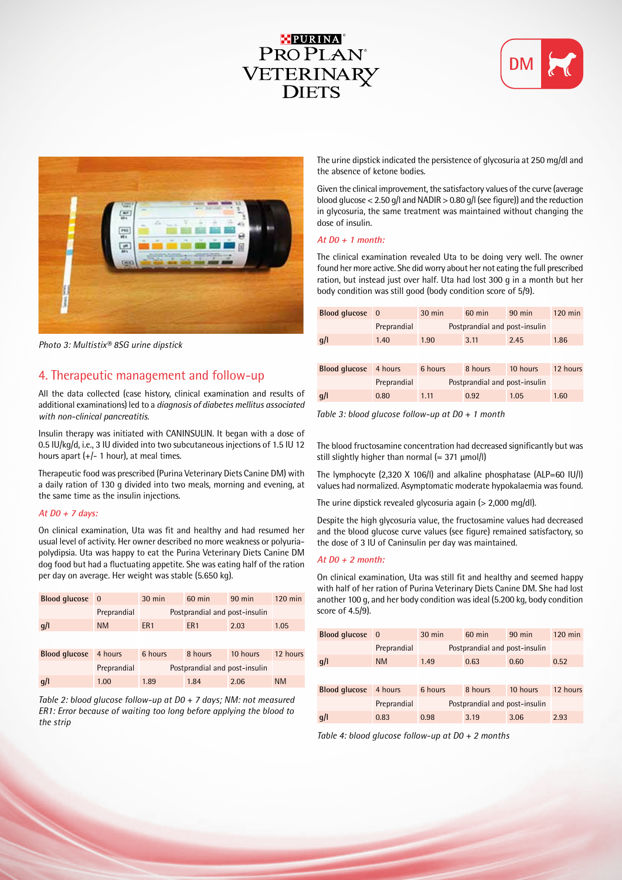Photo 3: Multistix® 8SG urine dipstick

## 4. Therapeutic management and follow-up

All the data collected (case history, clinical examination and results of additional examinations) led to a *diagnosis of diabetes mellitus associated with non-clinical pancreatitis.*

Insulin therapy was initiated with CANINSULIN. It began with a dose of 0.5 IU/kg/d, i.e., 3 IU divided into two subcutaneous injections of 1.5 IU 12 hours apart (+/- 1 hour), at meal times.

Therapeutic food was prescribed (Purina Veterinary Diets Canine DM) with a daily ration of 130 g divided into two meals, morning and evening, at the same time as the insulin injections.

*At D0 + 7 days:*

On clinical examination, Uta was fit and healthy and had resumed her usual level of activity. Her owner described no more weakness or polyuria-polydipsia. Uta was happy to eat the Purina Veterinary Diets Canine DM dog food but had a fluctuating appetite. She was eating half of the ration per day on average. Her weight was stable (5.650 kg).

| Blood glucose | 0 | 30 min | 60 min | 90 min | 120 min |
|---|---|---|---|---|---|
| | Preprandial | Postprandial and post-insulin | | | |
| g/l | NM | ER1 | ER1 | 2.03 | 1.05 |

| Blood glucose | 4 hours | 6 hours | 8 hours | 10 hours | 12 hours |
|---|---|---|---|---|---|
| | Preprandial | Postprandial and post-insulin | | | |
| g/l | 1.00 | 1.89 | 1.84 | 2.06 | NM |

*Table 2: blood glucose follow-up at D0 + 7 days; NM: not measured ER1: Error because of waiting too long before applying the blood to the strip*

The urine dipstick indicated the persistence of glycosuria at 250 mg/dl and the absence of ketone bodies.

Given the clinical improvement, the satisfactory values of the curve (average blood glucose < 2.50 g/l and NADIR > 0.80 g/l (see figure)) and the reduction in glycosuria, the same treatment was maintained without changing the dose of insulin.

*At D0 + 1 month:*

The clinical examination revealed Uta to be doing very well. The owner found her more active. She did worry about her not eating the full prescribed ration, but instead just over half. Uta had lost 300 g in a month but her body condition was still good (body condition score of 5/9).

| Blood glucose | 0 | 30 min | 60 min | 90 min | 120 min |
|---|---|---|---|---|---|
| | Preprandial | Postprandial and post-insulin | | | |
| g/l | 1.40 | 1.90 | 3.11 | 2.45 | 1.86 |

| Blood glucose | 4 hours | 6 hours | 8 hours | 10 hours | 12 hours |
|---|---|---|---|---|---|
| | Preprandial | Postprandial and post-insulin | | | |
| g/l | 0.80 | 1.11 | 0.92 | 1.05 | 1.60 |

*Table 3: blood glucose follow-up at D0 + 1 month*

The blood fructosamine concentration had decreased significantly but was still slightly higher than normal (= 371 μmol/l)

The lymphocyte (2,320 X 106/l) and alkaline phosphatase (ALP=60 IU/l) values had normalized. Asymptomatic moderate hypokalaemia was found.

The urine dipstick revealed glycosuria again (> 2,000 mg/dl).

Despite the high glycosuria value, the fructosamine values had decreased and the blood glucose curve values (see figure) remained satisfactory, so the dose of 3 IU of Caninsulin per day was maintained.

*At D0 + 2 month:*

On clinical examination, Uta was still fit and healthy and seemed happy with half of her ration of Purina Veterinary Diets Canine DM. She had lost another 100 g, and her body condition was ideal (5.200 kg, body condition score of 4.5/9).

| Blood glucose | 0 | 30 min | 60 min | 90 min | 120 min |
|---|---|---|---|---|---|
| | Preprandial | Postprandial and post-insulin | | | |
| g/l | NM | 1.49 | 0.63 | 0.60 | 0.52 |

| Blood glucose | 4 hours | 6 hours | 8 hours | 10 hours | 12 hours |
|---|---|---|---|---|---|
| | Preprandial | Postprandial and post-insulin | | | |
| g/l | 0.83 | 0.98 | 3.19 | 3.06 | 2.93 |

*Table 4: blood glucose follow-up at D0 + 2 months*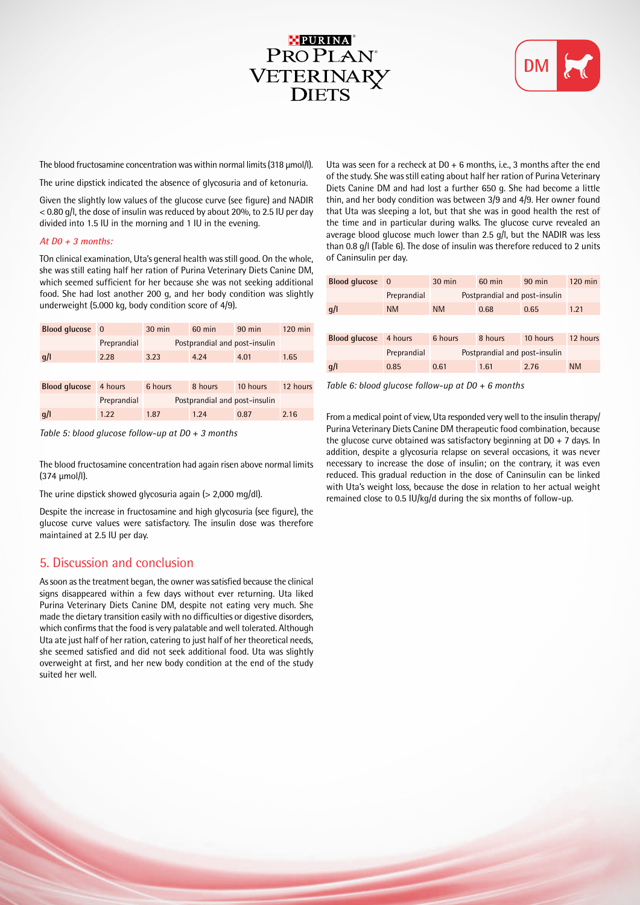The blood fructosamine concentration was within normal limits (318 µmol/l).

The urine dipstick indicated the absence of glycosuria and of ketonuria.

Given the slightly low values of the glucose curve (see figure) and NADIR < 0.80 g/l, the dose of insulin was reduced by about 20%, to 2.5 IU per day divided into 1.5 IU in the morning and 1 IU in the evening.

*At D0 + 3 months:*

TOn clinical examination, Uta's general health was still good. On the whole, she was still eating half her ration of Purina Veterinary Diets Canine DM, which seemed sufficient for her because she was not seeking additional food. She had lost another 200 g, and her body condition was slightly underweight (5.000 kg, body condition score of 4/9).

| Blood glucose | 0 | 30 min | 60 min | 90 min | 120 min |
|---|---|---|---|---|---|
| | Preprandial | Postprandial and post-insulin | | | |
| g/l | 2.28 | 3.23 | 4.24 | 4.01 | 1.65 |

| Blood glucose | 4 hours | 6 hours | 8 hours | 10 hours | 12 hours |
|---|---|---|---|---|---|
| | Preprandial | Postprandial and post-insulin | | | |
| g/l | 1.22 | 1.87 | 1.24 | 0.87 | 2.16 |

*Table 5: blood glucose follow-up at D0 + 3 months*

The blood fructosamine concentration had again risen above normal limits (374 µmol/l).

The urine dipstick showed glycosuria again (> 2,000 mg/dl).

Despite the increase in fructosamine and high glycosuria (see figure), the glucose curve values were satisfactory. The insulin dose was therefore maintained at 2.5 IU per day.

## 5. Discussion and conclusion

As soon as the treatment began, the owner was satisfied because the clinical signs disappeared within a few days without ever returning. Uta liked Purina Veterinary Diets Canine DM, despite not eating very much. She made the dietary transition easily with no difficulties or digestive disorders, which confirms that the food is very palatable and well tolerated. Although Uta ate just half of her ration, catering to just half of her theoretical needs, she seemed satisfied and did not seek additional food. Uta was slightly overweight at first, and her new body condition at the end of the study suited her well.

Uta was seen for a recheck at D0 + 6 months, i.e., 3 months after the end of the study. She was still eating about half her ration of Purina Veterinary Diets Canine DM and had lost a further 650 g. She had become a little thin, and her body condition was between 3/9 and 4/9. Her owner found that Uta was sleeping a lot, but that she was in good health the rest of the time and in particular during walks. The glucose curve revealed an average blood glucose much lower than 2.5 g/l, but the NADIR was less than 0.8 g/l (Table 6). The dose of insulin was therefore reduced to 2 units of Caninsulin per day.

| Blood glucose | 0 | 30 min | 60 min | 90 min | 120 min |
|---|---|---|---|---|---|
| | Preprandial | Postprandial and post-insulin | | | |
| g/l | NM | NM | 0.68 | 0.65 | 1.21 |

| Blood glucose | 4 hours | 6 hours | 8 hours | 10 hours | 12 hours |
|---|---|---|---|---|---|
| | Preprandial | Postprandial and post-insulin | | | |
| g/l | 0.85 | 0.61 | 1.61 | 2.76 | NM |

*Table 6: blood glucose follow-up at D0 + 6 months*

From a medical point of view, Uta responded very well to the insulin therapy/ Purina Veterinary Diets Canine DM therapeutic food combination, because the glucose curve obtained was satisfactory beginning at D0 + 7 days. In addition, despite a glycosuria relapse on several occasions, it was never necessary to increase the dose of insulin; on the contrary, it was even reduced. This gradual reduction in the dose of Caninsulin can be linked with Uta's weight loss, because the dose in relation to her actual weight remained close to 0.5 IU/kg/d during the six months of follow-up.